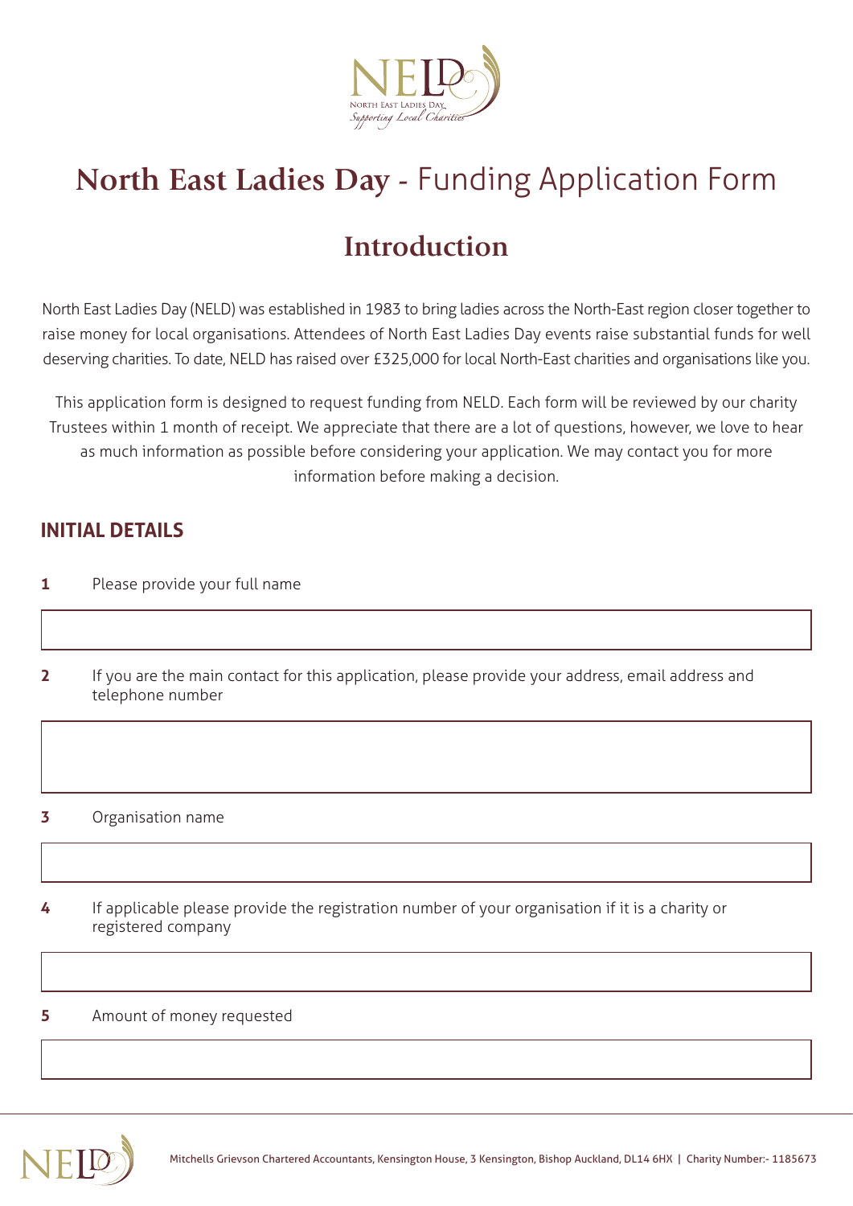# North East Ladies Day - Funding Application Form

## Introduction

North East Ladies Day (NELD) was established in 1983 to bring ladies across the North-East region closer together to raise money for local organisations. Attendees of North East Ladies Day events raise substantial funds for well deserving charities. To date, NELD has raised over £325,000 for local North-East charities and organisations like you.

This application form is designed to request funding from NELD. Each form will be reviewed by our charity Trustees within 1 month of receipt. We appreciate that there are a lot of questions, however, we love to hear as much information as possible before considering your application. We may contact you for more information before making a decision.

### INITIAL DETAILS

**1** Please provide your full name

**2** If you are the main contact for this application, please provide your address, email address and telephone number

**3** Organisation name

**4** If applicable please provide the registration number of your organisation if it is a charity or registered company

**5** Amount of money requested

Mitchells Grievson Chartered Accountants, Kensington House, 3 Kensington, Bishop Auckland, DL14 6HX | Charity Number:- 1185673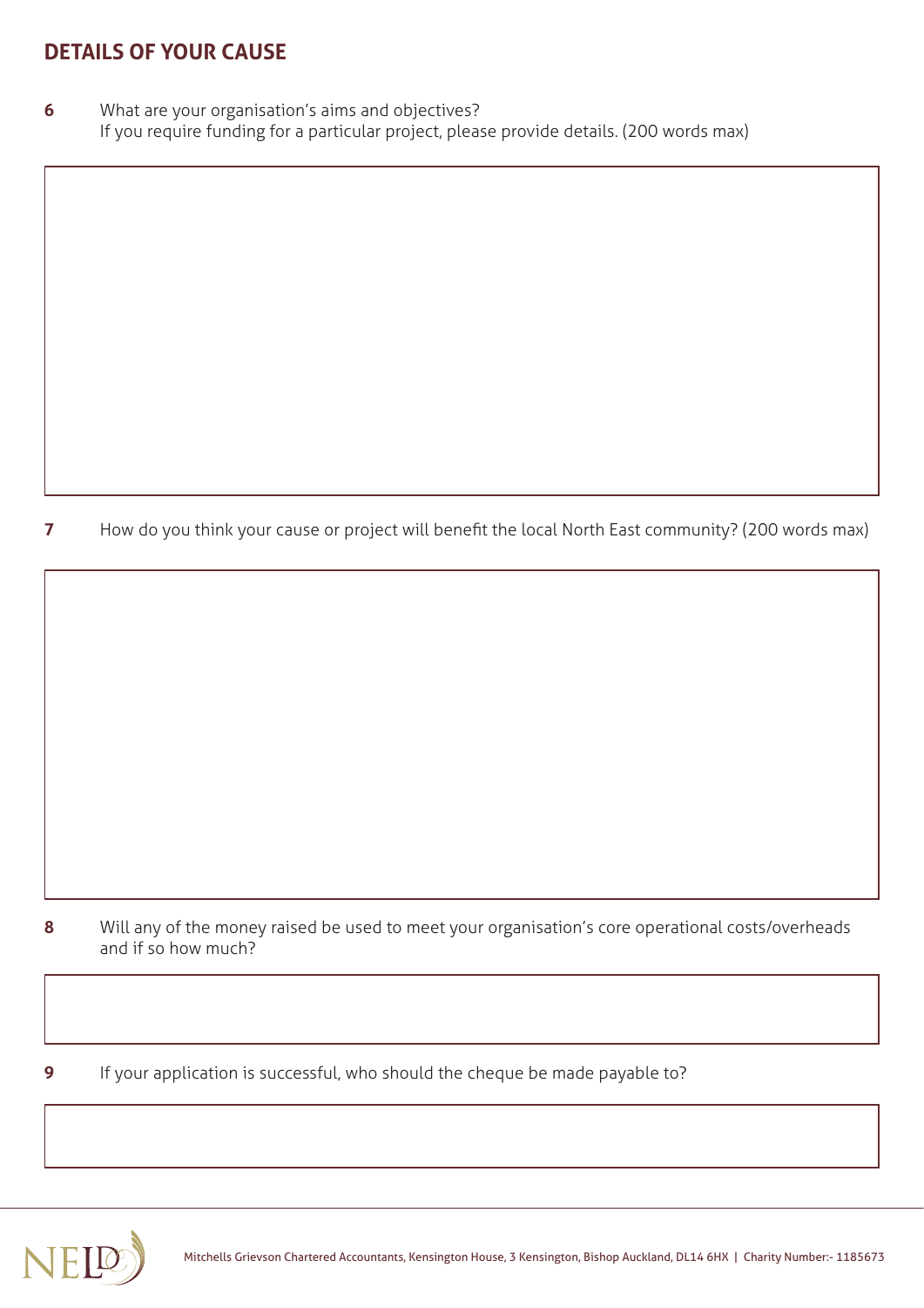## DETAILS OF YOUR CAUSE

**6** What are your organisation's aims and objectives?
If you require funding for a particular project, please provide details. (200 words max)

**7** How do you think your cause or project will benefit the local North East community? (200 words max)

**8** Will any of the money raised be used to meet your organisation's core operational costs/overheads and if so how much?

**9** If your application is successful, who should the cheque be made payable to?

Mitchells Grievson Chartered Accountants, Kensington House, 3 Kensington, Bishop Auckland, DL14 6HX | Charity Number:- 1185673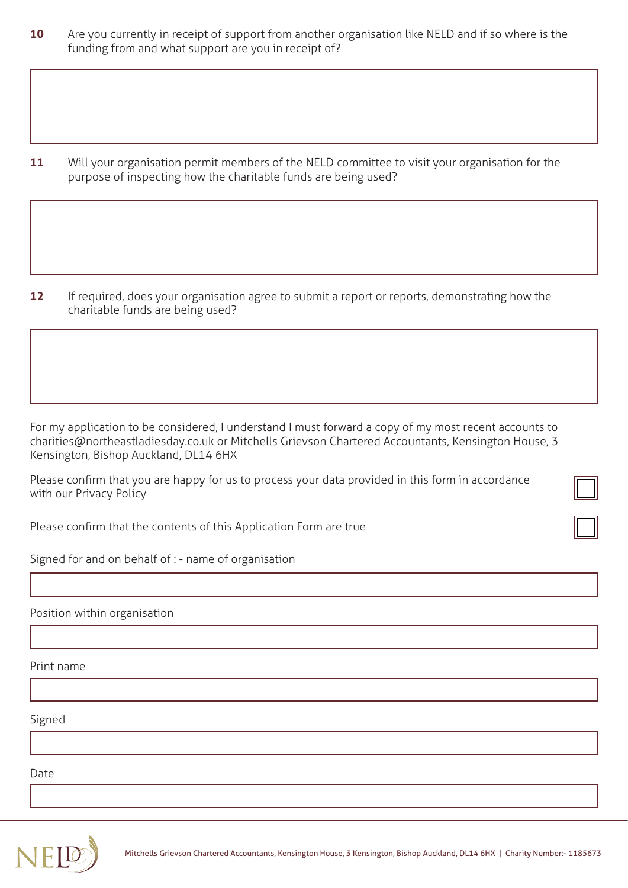**10** Are you currently in receipt of support from another organisation like NELD and if so where is the funding from and what support are you in receipt of?

**11** Will your organisation permit members of the NELD committee to visit your organisation for the purpose of inspecting how the charitable funds are being used?

**12** If required, does your organisation agree to submit a report or reports, demonstrating how the charitable funds are being used?

For my application to be considered, I understand I must forward a copy of my most recent accounts to charities@northeastladiesday.co.uk or Mitchells Grievson Chartered Accountants, Kensington House, 3 Kensington, Bishop Auckland, DL14 6HX

Please confirm that you are happy for us to process your data provided in this form in accordance with our Privacy Policy ☐

Please confirm that the contents of this Application Form are true ☐

Signed for and on behalf of : - name of organisation

Position within organisation

Print name

Signed

Date

Mitchells Grievson Chartered Accountants, Kensington House, 3 Kensington, Bishop Auckland, DL14 6HX | Charity Number:- 1185673